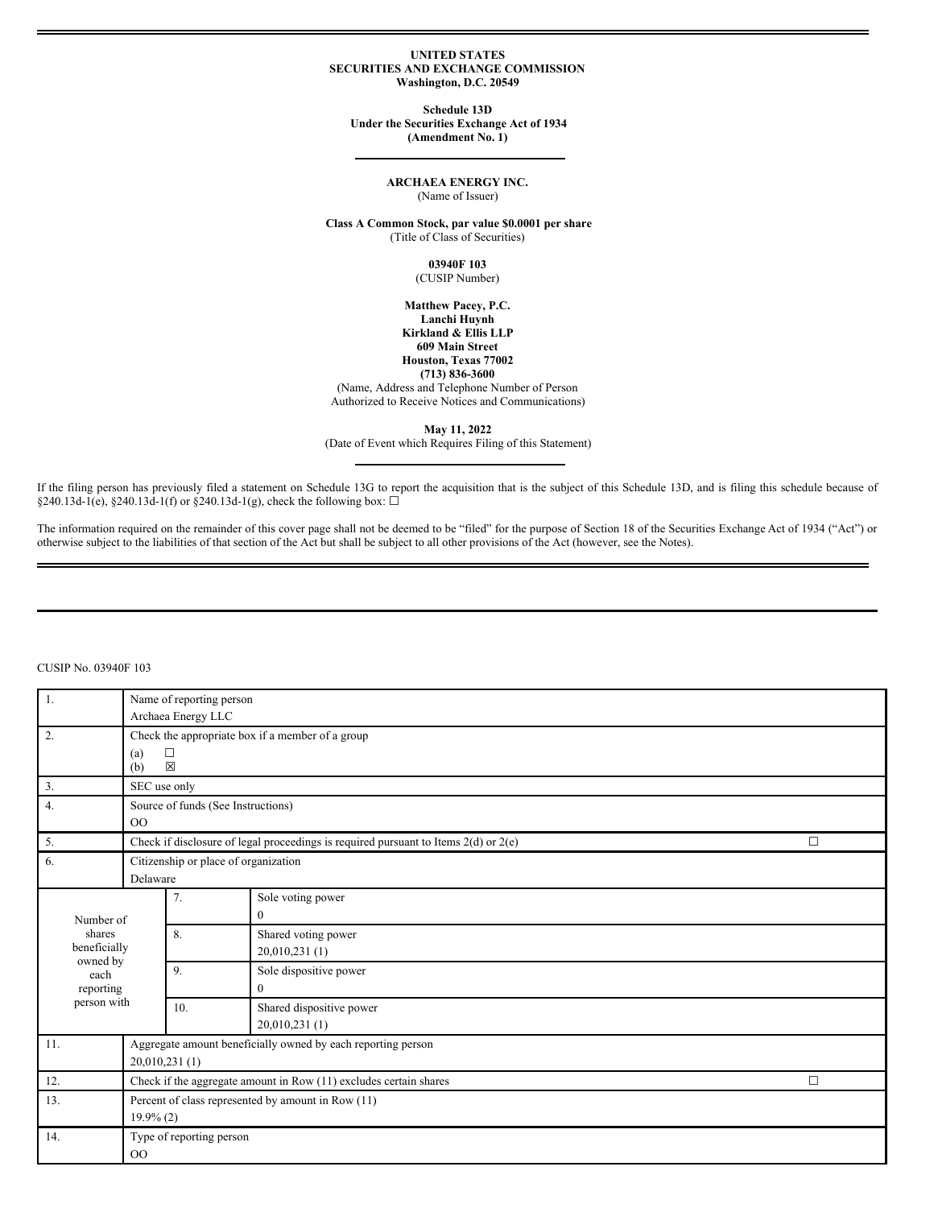**UNITED STATES**
**SECURITIES AND EXCHANGE COMMISSION**
**Washington, D.C. 20549**

**Schedule 13D**
**Under the Securities Exchange Act of 1934**
**(Amendment No. 1)**

**ARCHAEA ENERGY INC.**
(Name of Issuer)

**Class A Common Stock, par value $0.0001 per share**
(Title of Class of Securities)

**03940F 103**
(CUSIP Number)

**Matthew Pacey, P.C.**
**Lanchi Huynh**
**Kirkland & Ellis LLP**
**609 Main Street**
**Houston, Texas 77002**
**(713) 836-3600**
(Name, Address and Telephone Number of Person Authorized to Receive Notices and Communications)

**May 11, 2022**
(Date of Event which Requires Filing of this Statement)

If the filing person has previously filed a statement on Schedule 13G to report the acquisition that is the subject of this Schedule 13D, and is filing this schedule because of §240.13d-1(e), §240.13d-1(f) or §240.13d-1(g), check the following box: ☐

The information required on the remainder of this cover page shall not be deemed to be "filed" for the purpose of Section 18 of the Securities Exchange Act of 1934 ("Act") or otherwise subject to the liabilities of that section of the Act but shall be subject to all other provisions of the Act (however, see the Notes).

CUSIP No. 03940F 103

| | | | |
|---|---|---|---|
| 1. | Name of reporting person<br>Archaea Energy LLC | | |
| 2. | Check the appropriate box if a member of a group<br>(a) ☐<br>(b) ☒ | | |
| 3. | SEC use only | | |
| 4. | Source of funds (See Instructions)<br>OO | | |
| 5. | Check if disclosure of legal proceedings is required pursuant to Items 2(d) or 2(e) | | ☐ |
| 6. | Citizenship or place of organization<br>Delaware | | |
| Number of shares beneficially owned by each reporting person with | 7. | Sole voting power<br>0 | |
| | 8. | Shared voting power<br>20,010,231 (1) | |
| | 9. | Sole dispositive power<br>0 | |
| | 10. | Shared dispositive power<br>20,010,231 (1) | |
| 11. | Aggregate amount beneficially owned by each reporting person<br>20,010,231 (1) | | |
| 12. | Check if the aggregate amount in Row (11) excludes certain shares | | ☐ |
| 13. | Percent of class represented by amount in Row (11)<br>19.9% (2) | | |
| 14. | Type of reporting person<br>OO | | |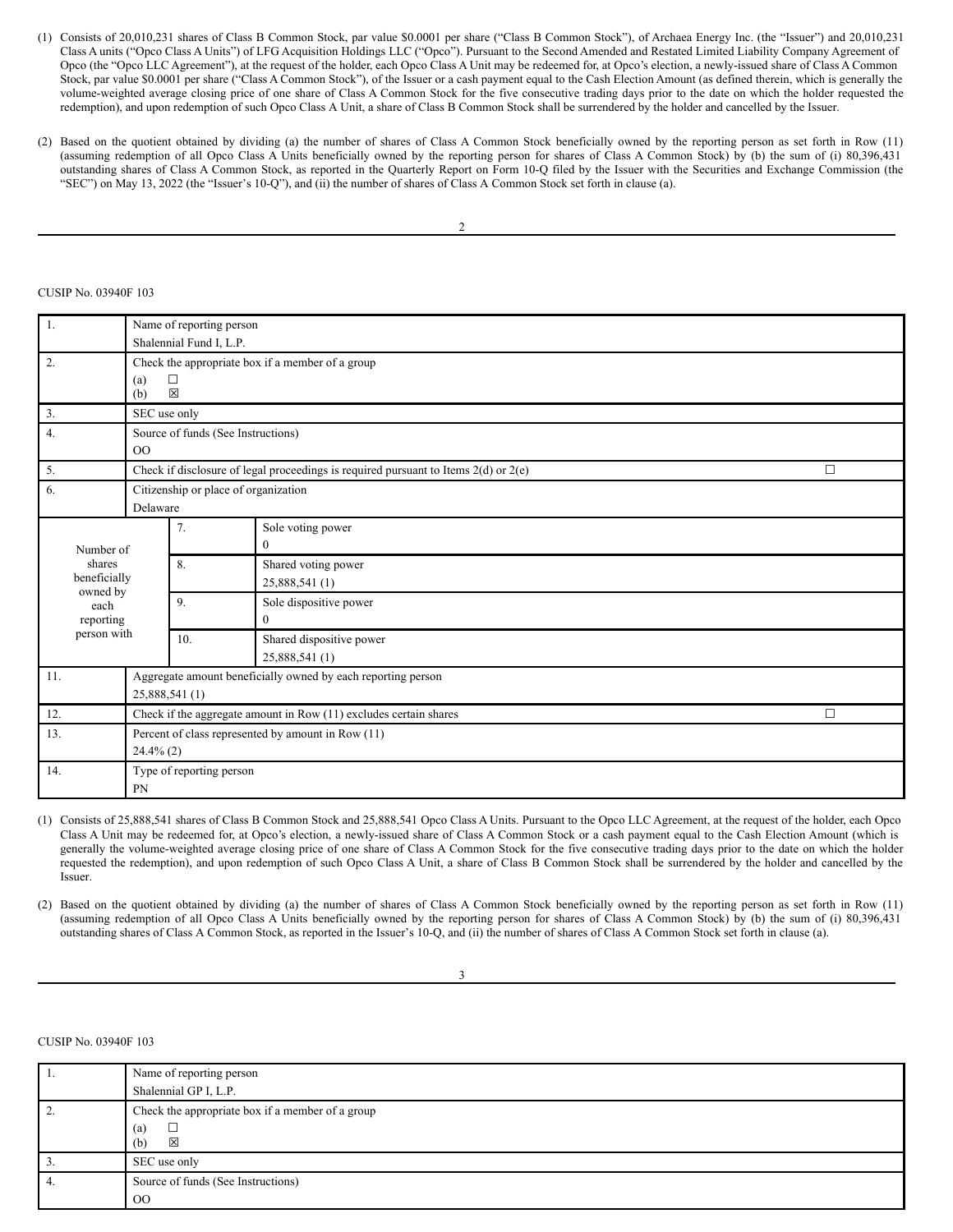(1) Consists of 20,010,231 shares of Class B Common Stock, par value $0.0001 per share ("Class B Common Stock"), of Archaea Energy Inc. (the "Issuer") and 20,010,231 Class A units ("Opco Class A Units") of LFG Acquisition Holdings LLC ("Opco"). Pursuant to the Second Amended and Restated Limited Liability Company Agreement of Opco (the "Opco LLC Agreement"), at the request of the holder, each Opco Class A Unit may be redeemed for, at Opco's election, a newly-issued share of Class A Common Stock, par value $0.0001 per share ("Class A Common Stock"), of the Issuer or a cash payment equal to the Cash Election Amount (as defined therein, which is generally the volume-weighted average closing price of one share of Class A Common Stock for the five consecutive trading days prior to the date on which the holder requested the redemption), and upon redemption of such Opco Class A Unit, a share of Class B Common Stock shall be surrendered by the holder and cancelled by the Issuer.

(2) Based on the quotient obtained by dividing (a) the number of shares of Class A Common Stock beneficially owned by the reporting person as set forth in Row (11) (assuming redemption of all Opco Class A Units beneficially owned by the reporting person for shares of Class A Common Stock) by (b) the sum of (i) 80,396,431 outstanding shares of Class A Common Stock, as reported in the Quarterly Report on Form 10-Q filed by the Issuer with the Securities and Exchange Commission (the "SEC") on May 13, 2022 (the "Issuer's 10-Q"), and (ii) the number of shares of Class A Common Stock set forth in clause (a).

CUSIP No. 03940F 103

| | | | |
|---|---|---|---|
| 1. | Name of reporting person<br>Shalennial Fund I, L.P. | | |
| 2. | Check the appropriate box if a member of a group<br>(a) ☐<br>(b) ☒ | | |
| 3. | SEC use only | | |
| 4. | Source of funds (See Instructions)<br>OO | | |
| 5. | Check if disclosure of legal proceedings is required pursuant to Items 2(d) or 2(e) ☐ | | |
| 6. | Citizenship or place of organization<br>Delaware | | |
| Number of shares beneficially owned by each reporting person with | | 7. | Sole voting power<br>0 |
| | | 8. | Shared voting power<br>25,888,541 (1) |
| | | 9. | Sole dispositive power<br>0 |
| | | 10. | Shared dispositive power<br>25,888,541 (1) |
| 11. | Aggregate amount beneficially owned by each reporting person<br>25,888,541 (1) | | |
| 12. | Check if the aggregate amount in Row (11) excludes certain shares ☐ | | |
| 13. | Percent of class represented by amount in Row (11)<br>24.4% (2) | | |
| 14. | Type of reporting person<br>PN | | |

(1) Consists of 25,888,541 shares of Class B Common Stock and 25,888,541 Opco Class A Units. Pursuant to the Opco LLC Agreement, at the request of the holder, each Opco Class A Unit may be redeemed for, at Opco's election, a newly-issued share of Class A Common Stock or a cash payment equal to the Cash Election Amount (which is generally the volume-weighted average closing price of one share of Class A Common Stock for the five consecutive trading days prior to the date on which the holder requested the redemption), and upon redemption of such Opco Class A Unit, a share of Class B Common Stock shall be surrendered by the holder and cancelled by the Issuer.

(2) Based on the quotient obtained by dividing (a) the number of shares of Class A Common Stock beneficially owned by the reporting person as set forth in Row (11) (assuming redemption of all Opco Class A Units beneficially owned by the reporting person for shares of Class A Common Stock) by (b) the sum of (i) 80,396,431 outstanding shares of Class A Common Stock, as reported in the Issuer's 10-Q, and (ii) the number of shares of Class A Common Stock set forth in clause (a).

CUSIP No. 03940F 103

| | |
|---|---|
| 1. | Name of reporting person<br>Shalennial GP I, L.P. |
| 2. | Check the appropriate box if a member of a group<br>(a) ☐<br>(b) ☒ |
| 3. | SEC use only |
| 4. | Source of funds (See Instructions)<br>OO |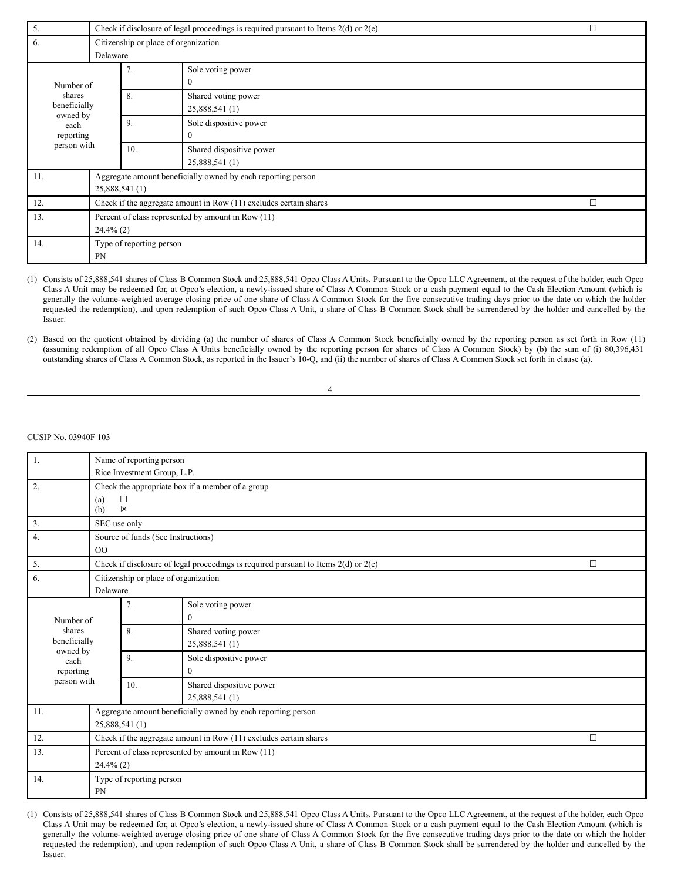| 5. | Check if disclosure of legal proceedings is required pursuant to Items 2(d) or 2(e) | | ☐ |
|---|---|---|---|
| 6. | Citizenship or place of organization<br>Delaware | | |
| Number of shares beneficially owned by each reporting person with | 7. | Sole voting power<br>0 | |
| | 8. | Shared voting power<br>25,888,541 (1) | |
| | 9. | Sole dispositive power<br>0 | |
| | 10. | Shared dispositive power<br>25,888,541 (1) | |
| 11. | Aggregate amount beneficially owned by each reporting person<br>25,888,541 (1) | | |
| 12. | Check if the aggregate amount in Row (11) excludes certain shares | | ☐ |
| 13. | Percent of class represented by amount in Row (11)<br>24.4% (2) | | |
| 14. | Type of reporting person<br>PN | | |

(1) Consists of 25,888,541 shares of Class B Common Stock and 25,888,541 Opco Class A Units. Pursuant to the Opco LLC Agreement, at the request of the holder, each Opco Class A Unit may be redeemed for, at Opco's election, a newly-issued share of Class A Common Stock or a cash payment equal to the Cash Election Amount (which is generally the volume-weighted average closing price of one share of Class A Common Stock for the five consecutive trading days prior to the date on which the holder requested the redemption), and upon redemption of such Opco Class A Unit, a share of Class B Common Stock shall be surrendered by the holder and cancelled by the Issuer.

(2) Based on the quotient obtained by dividing (a) the number of shares of Class A Common Stock beneficially owned by the reporting person as set forth in Row (11) (assuming redemption of all Opco Class A Units beneficially owned by the reporting person for shares of Class A Common Stock) by (b) the sum of (i) 80,396,431 outstanding shares of Class A Common Stock, as reported in the Issuer's 10-Q, and (ii) the number of shares of Class A Common Stock set forth in clause (a).

CUSIP No. 03940F 103

| 1. | Name of reporting person<br>Rice Investment Group, L.P. | | |
|---|---|---|---|
| 2. | Check the appropriate box if a member of a group<br>(a) ☐<br>(b) ☒ | | |
| 3. | SEC use only | | |
| 4. | Source of funds (See Instructions)<br>OO | | |
| 5. | Check if disclosure of legal proceedings is required pursuant to Items 2(d) or 2(e) | | ☐ |
| 6. | Citizenship or place of organization<br>Delaware | | |
| Number of shares beneficially owned by each reporting person with | 7. | Sole voting power<br>0 | |
| | 8. | Shared voting power<br>25,888,541 (1) | |
| | 9. | Sole dispositive power<br>0 | |
| | 10. | Shared dispositive power<br>25,888,541 (1) | |
| 11. | Aggregate amount beneficially owned by each reporting person<br>25,888,541 (1) | | |
| 12. | Check if the aggregate amount in Row (11) excludes certain shares | | ☐ |
| 13. | Percent of class represented by amount in Row (11)<br>24.4% (2) | | |
| 14. | Type of reporting person<br>PN | | |

(1) Consists of 25,888,541 shares of Class B Common Stock and 25,888,541 Opco Class A Units. Pursuant to the Opco LLC Agreement, at the request of the holder, each Opco Class A Unit may be redeemed for, at Opco's election, a newly-issued share of Class A Common Stock or a cash payment equal to the Cash Election Amount (which is generally the volume-weighted average closing price of one share of Class A Common Stock for the five consecutive trading days prior to the date on which the holder requested the redemption), and upon redemption of such Opco Class A Unit, a share of Class B Common Stock shall be surrendered by the holder and cancelled by the Issuer.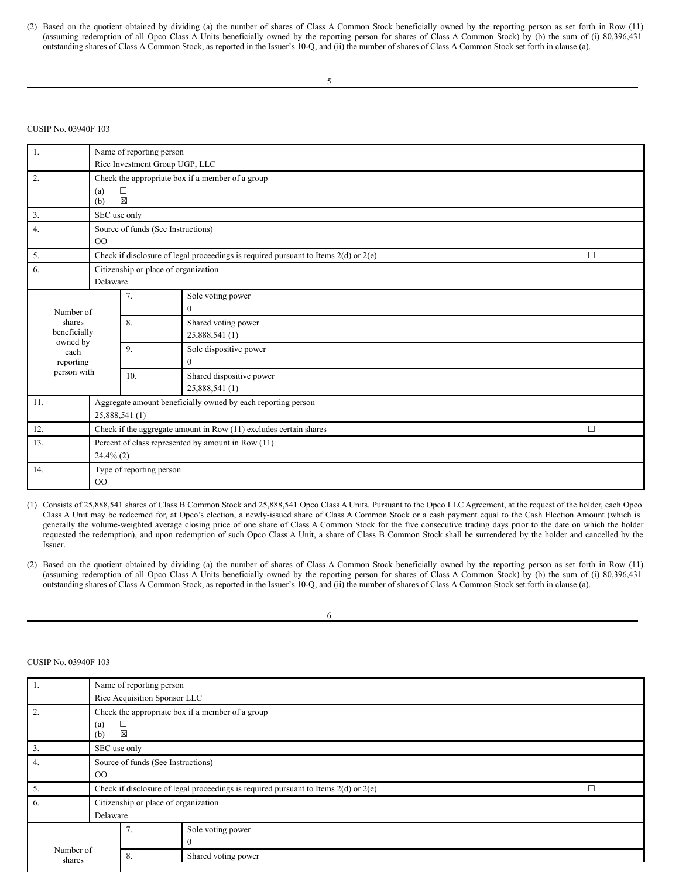(2) Based on the quotient obtained by dividing (a) the number of shares of Class A Common Stock beneficially owned by the reporting person as set forth in Row (11) (assuming redemption of all Opco Class A Units beneficially owned by the reporting person for shares of Class A Common Stock) by (b) the sum of (i) 80,396,431 outstanding shares of Class A Common Stock, as reported in the Issuer's 10-Q, and (ii) the number of shares of Class A Common Stock set forth in clause (a).

CUSIP No. 03940F 103

| | | | |
|---|---|---|---|
| 1. | Name of reporting person<br>Rice Investment Group UGP, LLC | | |
| 2. | Check the appropriate box if a member of a group<br>(a) ☐<br>(b) ☒ | | |
| 3. | SEC use only | | |
| 4. | Source of funds (See Instructions)<br>OO | | |
| 5. | Check if disclosure of legal proceedings is required pursuant to Items 2(d) or 2(e) ☐ | | |
| 6. | Citizenship or place of organization<br>Delaware | | |
| Number of shares beneficially owned by each reporting person with | | 7. | Sole voting power<br>0 |
| | | 8. | Shared voting power<br>25,888,541 (1) |
| | | 9. | Sole dispositive power<br>0 |
| | | 10. | Shared dispositive power<br>25,888,541 (1) |
| 11. | Aggregate amount beneficially owned by each reporting person<br>25,888,541 (1) | | |
| 12. | Check if the aggregate amount in Row (11) excludes certain shares ☐ | | |
| 13. | Percent of class represented by amount in Row (11)<br>24.4% (2) | | |
| 14. | Type of reporting person<br>OO | | |

(1) Consists of 25,888,541 shares of Class B Common Stock and 25,888,541 Opco Class A Units. Pursuant to the Opco LLC Agreement, at the request of the holder, each Opco Class A Unit may be redeemed for, at Opco's election, a newly-issued share of Class A Common Stock or a cash payment equal to the Cash Election Amount (which is generally the volume-weighted average closing price of one share of Class A Common Stock for the five consecutive trading days prior to the date on which the holder requested the redemption), and upon redemption of such Opco Class A Unit, a share of Class B Common Stock shall be surrendered by the holder and cancelled by the Issuer.

(2) Based on the quotient obtained by dividing (a) the number of shares of Class A Common Stock beneficially owned by the reporting person as set forth in Row (11) (assuming redemption of all Opco Class A Units beneficially owned by the reporting person for shares of Class A Common Stock) by (b) the sum of (i) 80,396,431 outstanding shares of Class A Common Stock, as reported in the Issuer's 10-Q, and (ii) the number of shares of Class A Common Stock set forth in clause (a).

CUSIP No. 03940F 103

| | | | |
|---|---|---|---|
| 1. | Name of reporting person<br>Rice Acquisition Sponsor LLC | | |
| 2. | Check the appropriate box if a member of a group<br>(a) ☐<br>(b) ☒ | | |
| 3. | SEC use only | | |
| 4. | Source of funds (See Instructions)<br>OO | | |
| 5. | Check if disclosure of legal proceedings is required pursuant to Items 2(d) or 2(e) ☐ | | |
| 6. | Citizenship or place of organization<br>Delaware | | |
| Number of shares | | 7. | Sole voting power<br>0 |
| | | 8. | Shared voting power |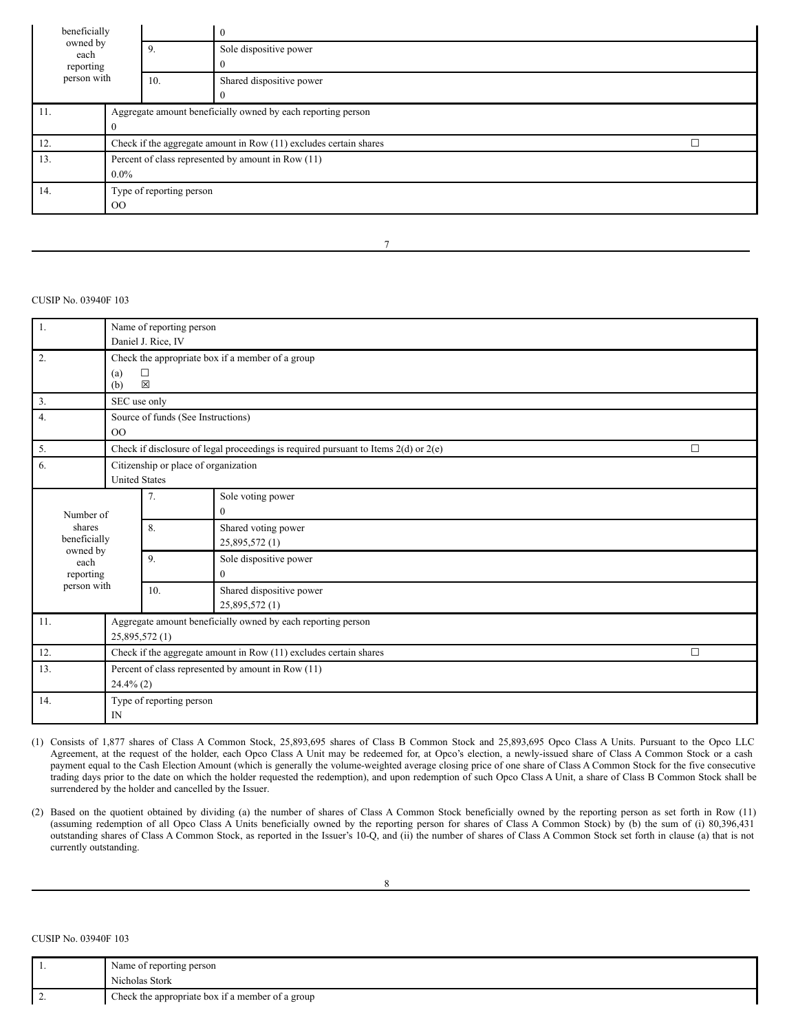| | | | |
|---|---|---|---|
| beneficially owned by each reporting person with | | | 0 |
| | 9. | Sole dispositive power | 0 |
| | 10. | Shared dispositive power | 0 |
| 11. | Aggregate amount beneficially owned by each reporting person | | 0 |
| 12. | Check if the aggregate amount in Row (11) excludes certain shares | | ☐ |
| 13. | Percent of class represented by amount in Row (11) | | 0.0% |
| 14. | Type of reporting person | | OO |

CUSIP No. 03940F 103

| | | | |
|---|---|---|---|
| 1. | Name of reporting person | | Daniel J. Rice, IV |
| 2. | Check the appropriate box if a member of a group | | (a) ☐ (b) ☒ |
| 3. | SEC use only | | |
| 4. | Source of funds (See Instructions) | | OO |
| 5. | Check if disclosure of legal proceedings is required pursuant to Items 2(d) or 2(e) | | ☐ |
| 6. | Citizenship or place of organization | | United States |
| Number of shares beneficially owned by each reporting person with | 7. | Sole voting power | 0 |
| | 8. | Shared voting power | 25,895,572 (1) |
| | 9. | Sole dispositive power | 0 |
| | 10. | Shared dispositive power | 25,895,572 (1) |
| 11. | Aggregate amount beneficially owned by each reporting person | | 25,895,572 (1) |
| 12. | Check if the aggregate amount in Row (11) excludes certain shares | | ☐ |
| 13. | Percent of class represented by amount in Row (11) | | 24.4% (2) |
| 14. | Type of reporting person | | IN |

(1) Consists of 1,877 shares of Class A Common Stock, 25,893,695 shares of Class B Common Stock and 25,893,695 Opco Class A Units. Pursuant to the Opco LLC Agreement, at the request of the holder, each Opco Class A Unit may be redeemed for, at Opco's election, a newly-issued share of Class A Common Stock or a cash payment equal to the Cash Election Amount (which is generally the volume-weighted average closing price of one share of Class A Common Stock for the five consecutive trading days prior to the date on which the holder requested the redemption), and upon redemption of such Opco Class A Unit, a share of Class B Common Stock shall be surrendered by the holder and cancelled by the Issuer.

(2) Based on the quotient obtained by dividing (a) the number of shares of Class A Common Stock beneficially owned by the reporting person as set forth in Row (11) (assuming redemption of all Opco Class A Units beneficially owned by the reporting person for shares of Class A Common Stock) by (b) the sum of (i) 80,396,431 outstanding shares of Class A Common Stock, as reported in the Issuer's 10-Q, and (ii) the number of shares of Class A Common Stock set forth in clause (a) that is not currently outstanding.

CUSIP No. 03940F 103

| | | |
|---|---|---|
| 1. | Name of reporting person | Nicholas Stork |
| 2. | Check the appropriate box if a member of a group | |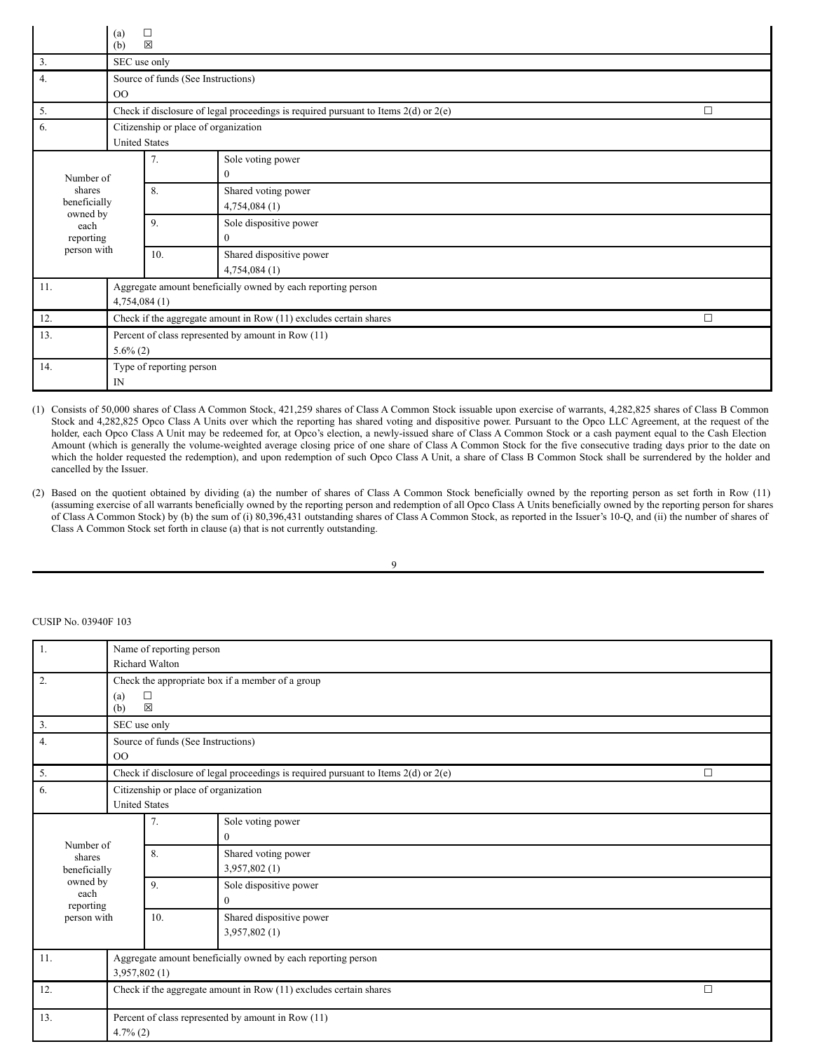| | |
|---|---|
| | (a) ☐<br>(b) ☒ |
| 3. | SEC use only |
| 4. | Source of funds (See Instructions)<br>OO |
| 5. | Check if disclosure of legal proceedings is required pursuant to Items 2(d) or 2(e) ☐ |
| 6. | Citizenship or place of organization<br>United States |

| Number of shares beneficially owned by each reporting person with | | |
|---|---|---|
| | 7. | Sole voting power<br>0 |
| | 8. | Shared voting power<br>4,754,084 (1) |
| | 9. | Sole dispositive power<br>0 |
| | 10. | Shared dispositive power<br>4,754,084 (1) |

| | |
|---|---|
| 11. | Aggregate amount beneficially owned by each reporting person<br>4,754,084 (1) |
| 12. | Check if the aggregate amount in Row (11) excludes certain shares ☐ |
| 13. | Percent of class represented by amount in Row (11)<br>5.6% (2) |
| 14. | Type of reporting person<br>IN |

(1) Consists of 50,000 shares of Class A Common Stock, 421,259 shares of Class A Common Stock issuable upon exercise of warrants, 4,282,825 shares of Class B Common Stock and 4,282,825 Opco Class A Units over which the reporting has shared voting and dispositive power. Pursuant to the Opco LLC Agreement, at the request of the holder, each Opco Class A Unit may be redeemed for, at Opco's election, a newly-issued share of Class A Common Stock or a cash payment equal to the Cash Election Amount (which is generally the volume-weighted average closing price of one share of Class A Common Stock for the five consecutive trading days prior to the date on which the holder requested the redemption), and upon redemption of such Opco Class A Unit, a share of Class B Common Stock shall be surrendered by the holder and cancelled by the Issuer.

(2) Based on the quotient obtained by dividing (a) the number of shares of Class A Common Stock beneficially owned by the reporting person as set forth in Row (11) (assuming exercise of all warrants beneficially owned by the reporting person and redemption of all Opco Class A Units beneficially owned by the reporting person for shares of Class A Common Stock) by (b) the sum of (i) 80,396,431 outstanding shares of Class A Common Stock, as reported in the Issuer's 10-Q, and (ii) the number of shares of Class A Common Stock set forth in clause (a) that is not currently outstanding.

CUSIP No. 03940F 103

| | |
|---|---|
| 1. | Name of reporting person<br>Richard Walton |
| 2. | Check the appropriate box if a member of a group<br>(a) ☐<br>(b) ☒ |
| 3. | SEC use only |
| 4. | Source of funds (See Instructions)<br>OO |
| 5. | Check if disclosure of legal proceedings is required pursuant to Items 2(d) or 2(e) ☐ |
| 6. | Citizenship or place of organization<br>United States |

| Number of shares beneficially owned by each reporting person with | | |
|---|---|---|
| | 7. | Sole voting power<br>0 |
| | 8. | Shared voting power<br>3,957,802 (1) |
| | 9. | Sole dispositive power<br>0 |
| | 10. | Shared dispositive power<br>3,957,802 (1) |

| | |
|---|---|
| 11. | Aggregate amount beneficially owned by each reporting person<br>3,957,802 (1) |
| 12. | Check if the aggregate amount in Row (11) excludes certain shares ☐ |
| 13. | Percent of class represented by amount in Row (11)<br>4.7% (2) |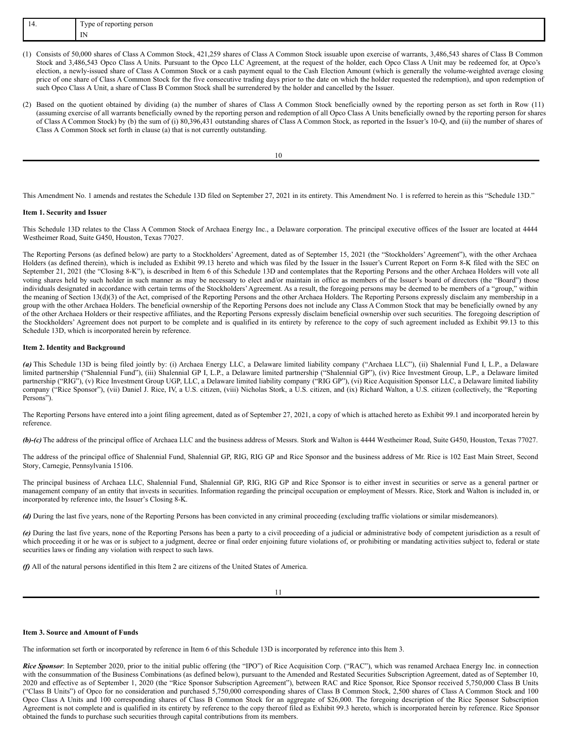| 14. | Type of reporting person |
| --- | --- |
| | IN |

(1) Consists of 50,000 shares of Class A Common Stock, 421,259 shares of Class A Common Stock issuable upon exercise of warrants, 3,486,543 shares of Class B Common Stock and 3,486,543 Opco Class A Units. Pursuant to the Opco LLC Agreement, at the request of the holder, each Opco Class A Unit may be redeemed for, at Opco's election, a newly-issued share of Class A Common Stock or a cash payment equal to the Cash Election Amount (which is generally the volume-weighted average closing price of one share of Class A Common Stock for the five consecutive trading days prior to the date on which the holder requested the redemption), and upon redemption of such Opco Class A Unit, a share of Class B Common Stock shall be surrendered by the holder and cancelled by the Issuer.

(2) Based on the quotient obtained by dividing (a) the number of shares of Class A Common Stock beneficially owned by the reporting person as set forth in Row (11) (assuming exercise of all warrants beneficially owned by the reporting person and redemption of all Opco Class A Units beneficially owned by the reporting person for shares of Class A Common Stock) by (b) the sum of (i) 80,396,431 outstanding shares of Class A Common Stock, as reported in the Issuer's 10-Q, and (ii) the number of shares of Class A Common Stock set forth in clause (a) that is not currently outstanding.

This Amendment No. 1 amends and restates the Schedule 13D filed on September 27, 2021 in its entirety. This Amendment No. 1 is referred to herein as this "Schedule 13D."

**Item 1. Security and Issuer**

This Schedule 13D relates to the Class A Common Stock of Archaea Energy Inc., a Delaware corporation. The principal executive offices of the Issuer are located at 4444 Westheimer Road, Suite G450, Houston, Texas 77027.

The Reporting Persons (as defined below) are party to a Stockholders' Agreement, dated as of September 15, 2021 (the "Stockholders' Agreement"), with the other Archaea Holders (as defined therein), which is included as Exhibit 99.13 hereto and which was filed by the Issuer in the Issuer's Current Report on Form 8-K filed with the SEC on September 21, 2021 (the "Closing 8-K"), is described in Item 6 of this Schedule 13D and contemplates that the Reporting Persons and the other Archaea Holders will vote all voting shares held by such holder in such manner as may be necessary to elect and/or maintain in office as members of the Issuer's board of directors (the "Board") those individuals designated in accordance with certain terms of the Stockholders' Agreement. As a result, the foregoing persons may be deemed to be members of a "group," within the meaning of Section 13(d)(3) of the Act, comprised of the Reporting Persons and the other Archaea Holders. The Reporting Persons expressly disclaim any membership in a group with the other Archaea Holders. The beneficial ownership of the Reporting Persons does not include any Class A Common Stock that may be beneficially owned by any of the other Archaea Holders or their respective affiliates, and the Reporting Persons expressly disclaim beneficial ownership over such securities. The foregoing description of the Stockholders' Agreement does not purport to be complete and is qualified in its entirety by reference to the copy of such agreement included as Exhibit 99.13 to this Schedule 13D, which is incorporated herein by reference.

**Item 2. Identity and Background**

***(a)*** This Schedule 13D is being filed jointly by: (i) Archaea Energy LLC, a Delaware limited liability company ("Archaea LLC"), (ii) Shalennial Fund I, L.P., a Delaware limited partnership ("Shalennial Fund"), (iii) Shalennial GP I, L.P., a Delaware limited partnership ("Shalennial GP"), (iv) Rice Investment Group, L.P., a Delaware limited partnership ("RIG"), (v) Rice Investment Group UGP, LLC, a Delaware limited liability company ("RIG GP"), (vi) Rice Acquisition Sponsor LLC, a Delaware limited liability company ("Rice Sponsor"), (vii) Daniel J. Rice, IV, a U.S. citizen, (viii) Nicholas Stork, a U.S. citizen, and (ix) Richard Walton, a U.S. citizen (collectively, the "Reporting Persons").

The Reporting Persons have entered into a joint filing agreement, dated as of September 27, 2021, a copy of which is attached hereto as Exhibit 99.1 and incorporated herein by reference.

***(b)-(c)*** The address of the principal office of Archaea LLC and the business address of Messrs. Stork and Walton is 4444 Westheimer Road, Suite G450, Houston, Texas 77027.

The address of the principal office of Shalennial Fund, Shalennial GP, RIG, RIG GP and Rice Sponsor and the business address of Mr. Rice is 102 East Main Street, Second Story, Carnegie, Pennsylvania 15106.

The principal business of Archaea LLC, Shalennial Fund, Shalennial GP, RIG, RIG GP and Rice Sponsor is to either invest in securities or serve as a general partner or management company of an entity that invests in securities. Information regarding the principal occupation or employment of Messrs. Rice, Stork and Walton is included in, or incorporated by reference into, the Issuer's Closing 8-K.

***(d)*** During the last five years, none of the Reporting Persons has been convicted in any criminal proceeding (excluding traffic violations or similar misdemeanors).

***(e)*** During the last five years, none of the Reporting Persons has been a party to a civil proceeding of a judicial or administrative body of competent jurisdiction as a result of which proceeding it or he was or is subject to a judgment, decree or final order enjoining future violations of, or prohibiting or mandating activities subject to, federal or state securities laws or finding any violation with respect to such laws.

***(f)*** All of the natural persons identified in this Item 2 are citizens of the United States of America.

**Item 3. Source and Amount of Funds**

The information set forth or incorporated by reference in Item 6 of this Schedule 13D is incorporated by reference into this Item 3.

***Rice Sponsor***: In September 2020, prior to the initial public offering (the "IPO") of Rice Acquisition Corp. ("RAC"), which was renamed Archaea Energy Inc. in connection with the consummation of the Business Combinations (as defined below), pursuant to the Amended and Restated Securities Subscription Agreement, dated as of September 10, 2020 and effective as of September 1, 2020 (the "Rice Sponsor Subscription Agreement"), between RAC and Rice Sponsor, Rice Sponsor received 5,750,000 Class B Units ("Class B Units") of Opco for no consideration and purchased 5,750,000 corresponding shares of Class B Common Stock, 2,500 shares of Class A Common Stock and 100 Opco Class A Units and 100 corresponding shares of Class B Common Stock for an aggregate of $26,000. The foregoing description of the Rice Sponsor Subscription Agreement is not complete and is qualified in its entirety by reference to the copy thereof filed as Exhibit 99.3 hereto, which is incorporated herein by reference. Rice Sponsor obtained the funds to purchase such securities through capital contributions from its members.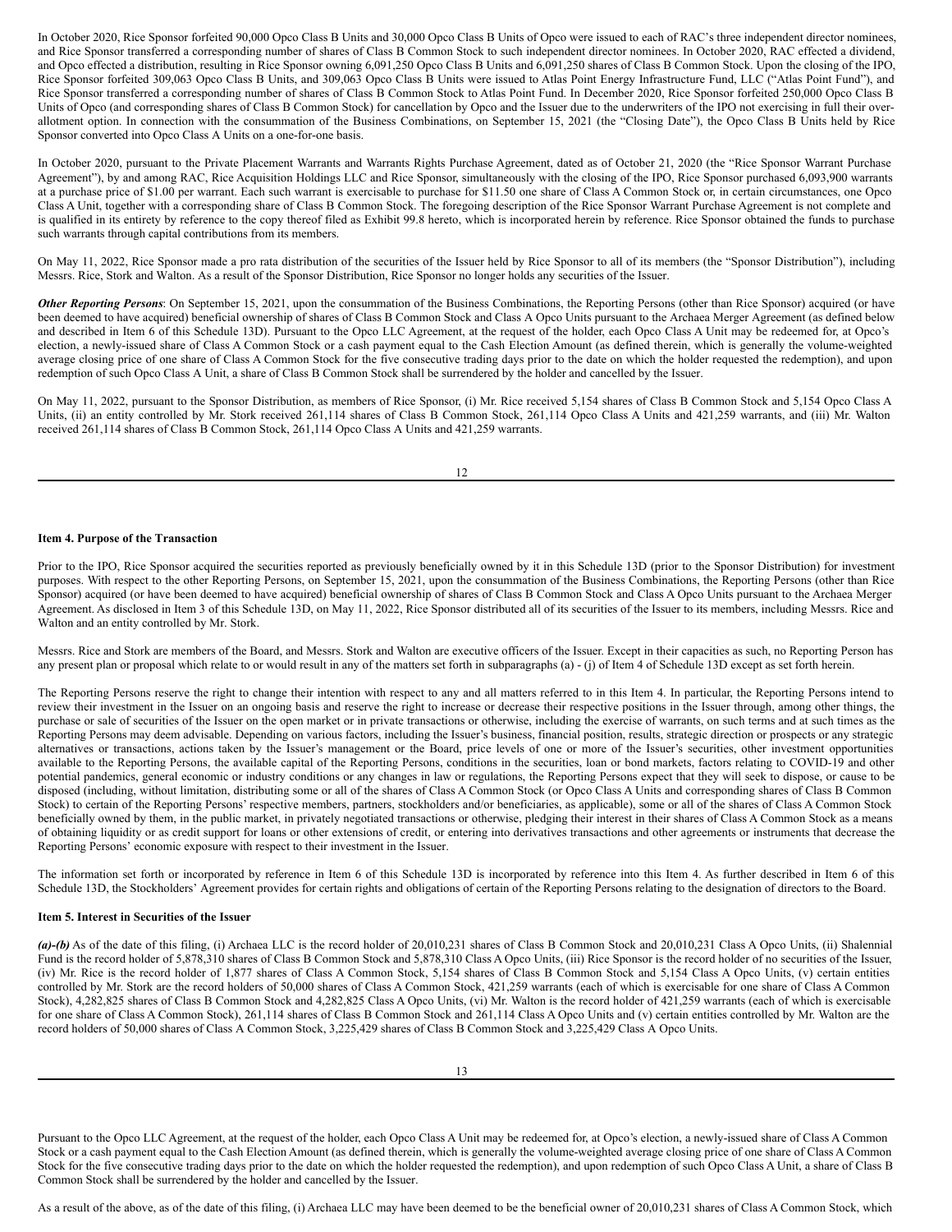In October 2020, Rice Sponsor forfeited 90,000 Opco Class B Units and 30,000 Opco Class B Units of Opco were issued to each of RAC's three independent director nominees, and Rice Sponsor transferred a corresponding number of shares of Class B Common Stock to such independent director nominees. In October 2020, RAC effected a dividend, and Opco effected a distribution, resulting in Rice Sponsor owning 6,091,250 Opco Class B Units and 6,091,250 shares of Class B Common Stock. Upon the closing of the IPO, Rice Sponsor forfeited 309,063 Opco Class B Units, and 309,063 Opco Class B Units were issued to Atlas Point Energy Infrastructure Fund, LLC ("Atlas Point Fund"), and Rice Sponsor transferred a corresponding number of shares of Class B Common Stock to Atlas Point Fund. In December 2020, Rice Sponsor forfeited 250,000 Opco Class B Units of Opco (and corresponding shares of Class B Common Stock) for cancellation by Opco and the Issuer due to the underwriters of the IPO not exercising in full their over-allotment option. In connection with the consummation of the Business Combinations, on September 15, 2021 (the "Closing Date"), the Opco Class B Units held by Rice Sponsor converted into Opco Class A Units on a one-for-one basis.

In October 2020, pursuant to the Private Placement Warrants and Warrants Rights Purchase Agreement, dated as of October 21, 2020 (the "Rice Sponsor Warrant Purchase Agreement"), by and among RAC, Rice Acquisition Holdings LLC and Rice Sponsor, simultaneously with the closing of the IPO, Rice Sponsor purchased 6,093,900 warrants at a purchase price of $1.00 per warrant. Each such warrant is exercisable to purchase for $11.50 one share of Class A Common Stock or, in certain circumstances, one Opco Class A Unit, together with a corresponding share of Class B Common Stock. The foregoing description of the Rice Sponsor Warrant Purchase Agreement is not complete and is qualified in its entirety by reference to the copy thereof filed as Exhibit 99.8 hereto, which is incorporated herein by reference. Rice Sponsor obtained the funds to purchase such warrants through capital contributions from its members.

On May 11, 2022, Rice Sponsor made a pro rata distribution of the securities of the Issuer held by Rice Sponsor to all of its members (the "Sponsor Distribution"), including Messrs. Rice, Stork and Walton. As a result of the Sponsor Distribution, Rice Sponsor no longer holds any securities of the Issuer.

***Other Reporting Persons***: On September 15, 2021, upon the consummation of the Business Combinations, the Reporting Persons (other than Rice Sponsor) acquired (or have been deemed to have acquired) beneficial ownership of shares of Class B Common Stock and Class A Opco Units pursuant to the Archaea Merger Agreement (as defined below and described in Item 6 of this Schedule 13D). Pursuant to the Opco LLC Agreement, at the request of the holder, each Opco Class A Unit may be redeemed for, at Opco's election, a newly-issued share of Class A Common Stock or a cash payment equal to the Cash Election Amount (as defined therein, which is generally the volume-weighted average closing price of one share of Class A Common Stock for the five consecutive trading days prior to the date on which the holder requested the redemption), and upon redemption of such Opco Class A Unit, a share of Class B Common Stock shall be surrendered by the holder and cancelled by the Issuer.

On May 11, 2022, pursuant to the Sponsor Distribution, as members of Rice Sponsor, (i) Mr. Rice received 5,154 shares of Class B Common Stock and 5,154 Opco Class A Units, (ii) an entity controlled by Mr. Stork received 261,114 shares of Class B Common Stock, 261,114 Opco Class A Units and 421,259 warrants, and (iii) Mr. Walton received 261,114 shares of Class B Common Stock, 261,114 Opco Class A Units and 421,259 warrants.

**Item 4. Purpose of the Transaction**

Prior to the IPO, Rice Sponsor acquired the securities reported as previously beneficially owned by it in this Schedule 13D (prior to the Sponsor Distribution) for investment purposes. With respect to the other Reporting Persons, on September 15, 2021, upon the consummation of the Business Combinations, the Reporting Persons (other than Rice Sponsor) acquired (or have been deemed to have acquired) beneficial ownership of shares of Class B Common Stock and Class A Opco Units pursuant to the Archaea Merger Agreement. As disclosed in Item 3 of this Schedule 13D, on May 11, 2022, Rice Sponsor distributed all of its securities of the Issuer to its members, including Messrs. Rice and Walton and an entity controlled by Mr. Stork.

Messrs. Rice and Stork are members of the Board, and Messrs. Stork and Walton are executive officers of the Issuer. Except in their capacities as such, no Reporting Person has any present plan or proposal which relate to or would result in any of the matters set forth in subparagraphs (a) - (j) of Item 4 of Schedule 13D except as set forth herein.

The Reporting Persons reserve the right to change their intention with respect to any and all matters referred to in this Item 4. In particular, the Reporting Persons intend to review their investment in the Issuer on an ongoing basis and reserve the right to increase or decrease their respective positions in the Issuer through, among other things, the purchase or sale of securities of the Issuer on the open market or in private transactions or otherwise, including the exercise of warrants, on such terms and at such times as the Reporting Persons may deem advisable. Depending on various factors, including the Issuer's business, financial position, results, strategic direction or prospects or any strategic alternatives or transactions, actions taken by the Issuer's management or the Board, price levels of one or more of the Issuer's securities, other investment opportunities available to the Reporting Persons, the available capital of the Reporting Persons, conditions in the securities, loan or bond markets, factors relating to COVID-19 and other potential pandemics, general economic or industry conditions or any changes in law or regulations, the Reporting Persons expect that they will seek to dispose, or cause to be disposed (including, without limitation, distributing some or all of the shares of Class A Common Stock (or Opco Class A Units and corresponding shares of Class B Common Stock) to certain of the Reporting Persons' respective members, partners, stockholders and/or beneficiaries, as applicable), some or all of the shares of Class A Common Stock beneficially owned by them, in the public market, in privately negotiated transactions or otherwise, pledging their interest in their shares of Class A Common Stock as a means of obtaining liquidity or as credit support for loans or other extensions of credit, or entering into derivatives transactions and other agreements or instruments that decrease the Reporting Persons' economic exposure with respect to their investment in the Issuer.

The information set forth or incorporated by reference in Item 6 of this Schedule 13D is incorporated by reference into this Item 4. As further described in Item 6 of this Schedule 13D, the Stockholders' Agreement provides for certain rights and obligations of certain of the Reporting Persons relating to the designation of directors to the Board.

**Item 5. Interest in Securities of the Issuer**

***(a)-(b)*** As of the date of this filing, (i) Archaea LLC is the record holder of 20,010,231 shares of Class B Common Stock and 20,010,231 Class A Opco Units, (ii) Shalennial Fund is the record holder of 5,878,310 shares of Class B Common Stock and 5,878,310 Class A Opco Units, (iii) Rice Sponsor is the record holder of no securities of the Issuer, (iv) Mr. Rice is the record holder of 1,877 shares of Class A Common Stock, 5,154 shares of Class B Common Stock and 5,154 Class A Opco Units, (v) certain entities controlled by Mr. Stork are the record holders of 50,000 shares of Class A Common Stock, 421,259 warrants (each of which is exercisable for one share of Class A Common Stock), 4,282,825 shares of Class B Common Stock and 4,282,825 Class A Opco Units, (vi) Mr. Walton is the record holder of 421,259 warrants (each of which is exercisable for one share of Class A Common Stock), 261,114 shares of Class B Common Stock and 261,114 Class A Opco Units and (v) certain entities controlled by Mr. Walton are the record holders of 50,000 shares of Class A Common Stock, 3,225,429 shares of Class B Common Stock and 3,225,429 Class A Opco Units.

Pursuant to the Opco LLC Agreement, at the request of the holder, each Opco Class A Unit may be redeemed for, at Opco's election, a newly-issued share of Class A Common Stock or a cash payment equal to the Cash Election Amount (as defined therein, which is generally the volume-weighted average closing price of one share of Class A Common Stock for the five consecutive trading days prior to the date on which the holder requested the redemption), and upon redemption of such Opco Class A Unit, a share of Class B Common Stock shall be surrendered by the holder and cancelled by the Issuer.

As a result of the above, as of the date of this filing, (i) Archaea LLC may have been deemed to be the beneficial owner of 20,010,231 shares of Class A Common Stock, which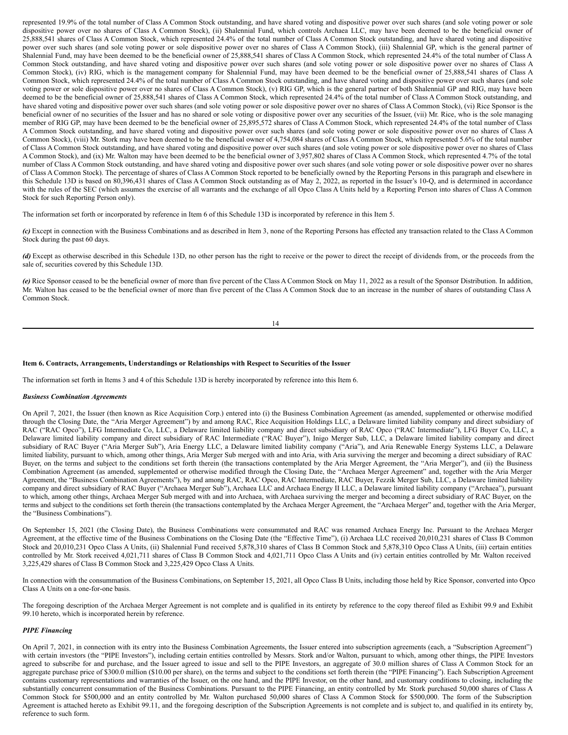represented 19.9% of the total number of Class A Common Stock outstanding, and have shared voting and dispositive power over such shares (and sole voting power or sole dispositive power over no shares of Class A Common Stock), (ii) Shalennial Fund, which controls Archaea LLC, may have been deemed to be the beneficial owner of 25,888,541 shares of Class A Common Stock, which represented 24.4% of the total number of Class A Common Stock outstanding, and have shared voting and dispositive power over such shares (and sole voting power or sole dispositive power over no shares of Class A Common Stock), (iii) Shalennial GP, which is the general partner of Shalennial Fund, may have been deemed to be the beneficial owner of 25,888,541 shares of Class A Common Stock, which represented 24.4% of the total number of Class A Common Stock outstanding, and have shared voting and dispositive power over such shares (and sole voting power or sole dispositive power over no shares of Class A Common Stock), (iv) RIG, which is the management company for Shalennial Fund, may have been deemed to be the beneficial owner of 25,888,541 shares of Class A Common Stock, which represented 24.4% of the total number of Class A Common Stock outstanding, and have shared voting and dispositive power over such shares (and sole voting power or sole dispositive power over no shares of Class A Common Stock), (v) RIG GP, which is the general partner of both Shalennial GP and RIG, may have been deemed to be the beneficial owner of 25,888,541 shares of Class A Common Stock, which represented 24.4% of the total number of Class A Common Stock outstanding, and have shared voting and dispositive power over such shares (and sole voting power or sole dispositive power over no shares of Class A Common Stock), (vi) Rice Sponsor is the beneficial owner of no securities of the Issuer and has no shared or sole voting or dispositive power over any securities of the Issuer, (vii) Mr. Rice, who is the sole managing member of RIG GP, may have been deemed to be the beneficial owner of 25,895,572 shares of Class A Common Stock, which represented 24.4% of the total number of Class A Common Stock outstanding, and have shared voting and dispositive power over such shares (and sole voting power or sole dispositive power over no shares of Class A Common Stock), (viii) Mr. Stork may have been deemed to be the beneficial owner of 4,754,084 shares of Class A Common Stock, which represented 5.6% of the total number of Class A Common Stock outstanding, and have shared voting and dispositive power over such shares (and sole voting power or sole dispositive power over no shares of Class A Common Stock), and (ix) Mr. Walton may have been deemed to be the beneficial owner of 3,957,802 shares of Class A Common Stock, which represented 4.7% of the total number of Class A Common Stock outstanding, and have shared voting and dispositive power over such shares (and sole voting power or sole dispositive power over no shares of Class A Common Stock). The percentage of shares of Class A Common Stock reported to be beneficially owned by the Reporting Persons in this paragraph and elsewhere in this Schedule 13D is based on 80,396,431 shares of Class A Common Stock outstanding as of May 2, 2022, as reported in the Issuer's 10-Q, and is determined in accordance with the rules of the SEC (which assumes the exercise of all warrants and the exchange of all Opco Class A Units held by a Reporting Person into shares of Class A Common Stock for such Reporting Person only).

The information set forth or incorporated by reference in Item 6 of this Schedule 13D is incorporated by reference in this Item 5.

***(c)*** Except in connection with the Business Combinations and as described in Item 3, none of the Reporting Persons has effected any transaction related to the Class A Common Stock during the past 60 days.

***(d)*** Except as otherwise described in this Schedule 13D, no other person has the right to receive or the power to direct the receipt of dividends from, or the proceeds from the sale of, securities covered by this Schedule 13D.

***(e)*** Rice Sponsor ceased to be the beneficial owner of more than five percent of the Class A Common Stock on May 11, 2022 as a result of the Sponsor Distribution. In addition, Mr. Walton has ceased to be the beneficial owner of more than five percent of the Class A Common Stock due to an increase in the number of shares of outstanding Class A Common Stock.

**Item 6. Contracts, Arrangements, Understandings or Relationships with Respect to Securities of the Issuer**

The information set forth in Items 3 and 4 of this Schedule 13D is hereby incorporated by reference into this Item 6.

***Business Combination Agreements***

On April 7, 2021, the Issuer (then known as Rice Acquisition Corp.) entered into (i) the Business Combination Agreement (as amended, supplemented or otherwise modified through the Closing Date, the "Aria Merger Agreement") by and among RAC, Rice Acquisition Holdings LLC, a Delaware limited liability company and direct subsidiary of RAC ("RAC Opco"), LFG Intermediate Co, LLC, a Delaware limited liability company and direct subsidiary of RAC Opco ("RAC Intermediate"), LFG Buyer Co, LLC, a Delaware limited liability company and direct subsidiary of RAC Intermediate ("RAC Buyer"), Inigo Merger Sub, LLC, a Delaware limited liability company and direct subsidiary of RAC Buyer ("Aria Merger Sub"), Aria Energy LLC, a Delaware limited liability company ("Aria"), and Aria Renewable Energy Systems LLC, a Delaware limited liability, pursuant to which, among other things, Aria Merger Sub merged with and into Aria, with Aria surviving the merger and becoming a direct subsidiary of RAC Buyer, on the terms and subject to the conditions set forth therein (the transactions contemplated by the Aria Merger Agreement, the "Aria Merger"), and (ii) the Business Combination Agreement (as amended, supplemented or otherwise modified through the Closing Date, the "Archaea Merger Agreement" and, together with the Aria Merger Agreement, the "Business Combination Agreements"), by and among RAC, RAC Opco, RAC Intermediate, RAC Buyer, Fezzik Merger Sub, LLC, a Delaware limited liability company and direct subsidiary of RAC Buyer ("Archaea Merger Sub"), Archaea LLC and Archaea Energy II LLC, a Delaware limited liability company ("Archaea"), pursuant to which, among other things, Archaea Merger Sub merged with and into Archaea, with Archaea surviving the merger and becoming a direct subsidiary of RAC Buyer, on the terms and subject to the conditions set forth therein (the transactions contemplated by the Archaea Merger Agreement, the "Archaea Merger" and, together with the Aria Merger, the "Business Combinations").

On September 15, 2021 (the Closing Date), the Business Combinations were consummated and RAC was renamed Archaea Energy Inc. Pursuant to the Archaea Merger Agreement, at the effective time of the Business Combinations on the Closing Date (the "Effective Time"), (i) Archaea LLC received 20,010,231 shares of Class B Common Stock and 20,010,231 Opco Class A Units, (ii) Shalennial Fund received 5,878,310 shares of Class B Common Stock and 5,878,310 Opco Class A Units, (iii) certain entities controlled by Mr. Stork received 4,021,711 shares of Class B Common Stock and 4,021,711 Opco Class A Units and (iv) certain entities controlled by Mr. Walton received 3,225,429 shares of Class B Common Stock and 3,225,429 Opco Class A Units.

In connection with the consummation of the Business Combinations, on September 15, 2021, all Opco Class B Units, including those held by Rice Sponsor, converted into Opco Class A Units on a one-for-one basis.

The foregoing description of the Archaea Merger Agreement is not complete and is qualified in its entirety by reference to the copy thereof filed as Exhibit 99.9 and Exhibit 99.10 hereto, which is incorporated herein by reference.

***PIPE Financing***

On April 7, 2021, in connection with its entry into the Business Combination Agreements, the Issuer entered into subscription agreements (each, a "Subscription Agreement") with certain investors (the "PIPE Investors"), including certain entities controlled by Messrs. Stork and/or Walton, pursuant to which, among other things, the PIPE Investors agreed to subscribe for and purchase, and the Issuer agreed to issue and sell to the PIPE Investors, an aggregate of 30.0 million shares of Class A Common Stock for an aggregate purchase price of $300.0 million ($10.00 per share), on the terms and subject to the conditions set forth therein (the "PIPE Financing"). Each Subscription Agreement contains customary representations and warranties of the Issuer, on the one hand, and the PIPE Investor, on the other hand, and customary conditions to closing, including the substantially concurrent consummation of the Business Combinations. Pursuant to the PIPE Financing, an entity controlled by Mr. Stork purchased 50,000 shares of Class A Common Stock for $500,000 and an entity controlled by Mr. Walton purchased 50,000 shares of Class A Common Stock for $500,000. The form of the Subscription Agreement is attached hereto as Exhibit 99.11, and the foregoing description of the Subscription Agreements is not complete and is subject to, and qualified in its entirety by, reference to such form.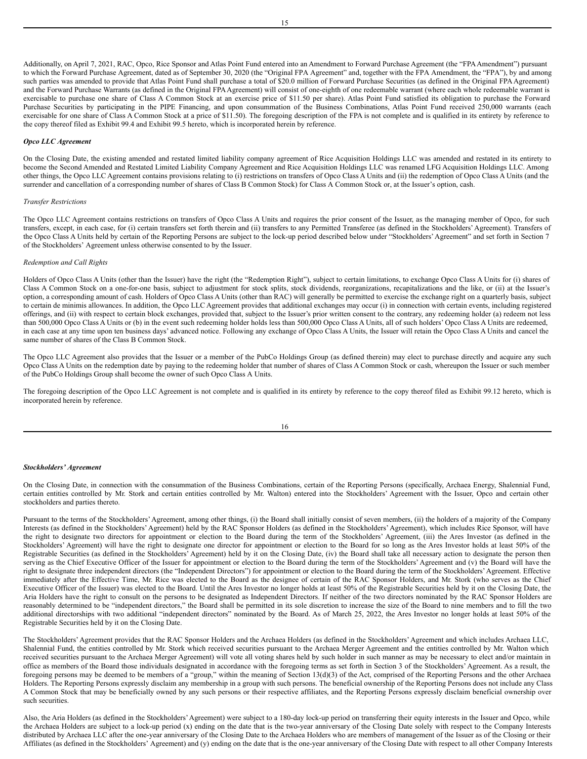Additionally, on April 7, 2021, RAC, Opco, Rice Sponsor and Atlas Point Fund entered into an Amendment to Forward Purchase Agreement (the "FPA Amendment") pursuant to which the Forward Purchase Agreement, dated as of September 30, 2020 (the "Original FPA Agreement" and, together with the FPA Amendment, the "FPA"), by and among such parties was amended to provide that Atlas Point Fund shall purchase a total of $20.0 million of Forward Purchase Securities (as defined in the Original FPA Agreement) and the Forward Purchase Warrants (as defined in the Original FPA Agreement) will consist of one-eighth of one redeemable warrant (where each whole redeemable warrant is exercisable to purchase one share of Class A Common Stock at an exercise price of $11.50 per share). Atlas Point Fund satisfied its obligation to purchase the Forward Purchase Securities by participating in the PIPE Financing, and upon consummation of the Business Combinations, Atlas Point Fund received 250,000 warrants (each exercisable for one share of Class A Common Stock at a price of $11.50). The foregoing description of the FPA is not complete and is qualified in its entirety by reference to the copy thereof filed as Exhibit 99.4 and Exhibit 99.5 hereto, which is incorporated herein by reference.

***Opco LLC Agreement***

On the Closing Date, the existing amended and restated limited liability company agreement of Rice Acquisition Holdings LLC was amended and restated in its entirety to become the Second Amended and Restated Limited Liability Company Agreement and Rice Acquisition Holdings LLC was renamed LFG Acquisition Holdings LLC. Among other things, the Opco LLC Agreement contains provisions relating to (i) restrictions on transfers of Opco Class A Units and (ii) the redemption of Opco Class A Units (and the surrender and cancellation of a corresponding number of shares of Class B Common Stock) for Class A Common Stock or, at the Issuer's option, cash.

*Transfer Restrictions*

The Opco LLC Agreement contains restrictions on transfers of Opco Class A Units and requires the prior consent of the Issuer, as the managing member of Opco, for such transfers, except, in each case, for (i) certain transfers set forth therein and (ii) transfers to any Permitted Transferee (as defined in the Stockholders' Agreement). Transfers of the Opco Class A Units held by certain of the Reporting Persons are subject to the lock-up period described below under "Stockholders' Agreement" and set forth in Section 7 of the Stockholders' Agreement unless otherwise consented to by the Issuer.

*Redemption and Call Rights*

Holders of Opco Class A Units (other than the Issuer) have the right (the "Redemption Right"), subject to certain limitations, to exchange Opco Class A Units for (i) shares of Class A Common Stock on a one-for-one basis, subject to adjustment for stock splits, stock dividends, reorganizations, recapitalizations and the like, or (ii) at the Issuer's option, a corresponding amount of cash. Holders of Opco Class A Units (other than RAC) will generally be permitted to exercise the exchange right on a quarterly basis, subject to certain de minimis allowances. In addition, the Opco LLC Agreement provides that additional exchanges may occur (i) in connection with certain events, including registered offerings, and (ii) with respect to certain block exchanges, provided that, subject to the Issuer's prior written consent to the contrary, any redeeming holder (a) redeem not less than 500,000 Opco Class A Units or (b) in the event such redeeming holder holds less than 500,000 Opco Class A Units, all of such holders' Opco Class A Units are redeemed, in each case at any time upon ten business days' advanced notice. Following any exchange of Opco Class A Units, the Issuer will retain the Opco Class A Units and cancel the same number of shares of the Class B Common Stock.

The Opco LLC Agreement also provides that the Issuer or a member of the PubCo Holdings Group (as defined therein) may elect to purchase directly and acquire any such Opco Class A Units on the redemption date by paying to the redeeming holder that number of shares of Class A Common Stock or cash, whereupon the Issuer or such member of the PubCo Holdings Group shall become the owner of such Opco Class A Units.

The foregoing description of the Opco LLC Agreement is not complete and is qualified in its entirety by reference to the copy thereof filed as Exhibit 99.12 hereto, which is incorporated herein by reference.

***Stockholders' Agreement***

On the Closing Date, in connection with the consummation of the Business Combinations, certain of the Reporting Persons (specifically, Archaea Energy, Shalennial Fund, certain entities controlled by Mr. Stork and certain entities controlled by Mr. Walton) entered into the Stockholders' Agreement with the Issuer, Opco and certain other stockholders and parties thereto.

Pursuant to the terms of the Stockholders' Agreement, among other things, (i) the Board shall initially consist of seven members, (ii) the holders of a majority of the Company Interests (as defined in the Stockholders' Agreement) held by the RAC Sponsor Holders (as defined in the Stockholders' Agreement), which includes Rice Sponsor, will have the right to designate two directors for appointment or election to the Board during the term of the Stockholders' Agreement, (iii) the Ares Investor (as defined in the Stockholders' Agreement) will have the right to designate one director for appointment or election to the Board for so long as the Ares Investor holds at least 50% of the Registrable Securities (as defined in the Stockholders' Agreement) held by it on the Closing Date, (iv) the Board shall take all necessary action to designate the person then serving as the Chief Executive Officer of the Issuer for appointment or election to the Board during the term of the Stockholders' Agreement and (v) the Board will have the right to designate three independent directors (the "Independent Directors") for appointment or election to the Board during the term of the Stockholders' Agreement. Effective immediately after the Effective Time, Mr. Rice was elected to the Board as the designee of certain of the RAC Sponsor Holders, and Mr. Stork (who serves as the Chief Executive Officer of the Issuer) was elected to the Board. Until the Ares Investor no longer holds at least 50% of the Registrable Securities held by it on the Closing Date, the Aria Holders have the right to consult on the persons to be designated as Independent Directors. If neither of the two directors nominated by the RAC Sponsor Holders are reasonably determined to be "independent directors," the Board shall be permitted in its sole discretion to increase the size of the Board to nine members and to fill the two additional directorships with two additional "independent directors" nominated by the Board. As of March 25, 2022, the Ares Investor no longer holds at least 50% of the Registrable Securities held by it on the Closing Date.

The Stockholders' Agreement provides that the RAC Sponsor Holders and the Archaea Holders (as defined in the Stockholders' Agreement and which includes Archaea LLC, Shalennial Fund, the entities controlled by Mr. Stork which received securities pursuant to the Archaea Merger Agreement and the entities controlled by Mr. Walton which received securities pursuant to the Archaea Merger Agreement) will vote all voting shares held by such holder in such manner as may be necessary to elect and/or maintain in office as members of the Board those individuals designated in accordance with the foregoing terms as set forth in Section 3 of the Stockholders' Agreement. As a result, the foregoing persons may be deemed to be members of a "group," within the meaning of Section 13(d)(3) of the Act, comprised of the Reporting Persons and the other Archaea Holders. The Reporting Persons expressly disclaim any membership in a group with such persons. The beneficial ownership of the Reporting Persons does not include any Class A Common Stock that may be beneficially owned by any such persons or their respective affiliates, and the Reporting Persons expressly disclaim beneficial ownership over such securities.

Also, the Aria Holders (as defined in the Stockholders' Agreement) were subject to a 180-day lock-up period on transferring their equity interests in the Issuer and Opco, while the Archaea Holders are subject to a lock-up period (x) ending on the date that is the two-year anniversary of the Closing Date solely with respect to the Company Interests distributed by Archaea LLC after the one-year anniversary of the Closing Date to the Archaea Holders who are members of management of the Issuer as of the Closing or their Affiliates (as defined in the Stockholders' Agreement) and (y) ending on the date that is the one-year anniversary of the Closing Date with respect to all other Company Interests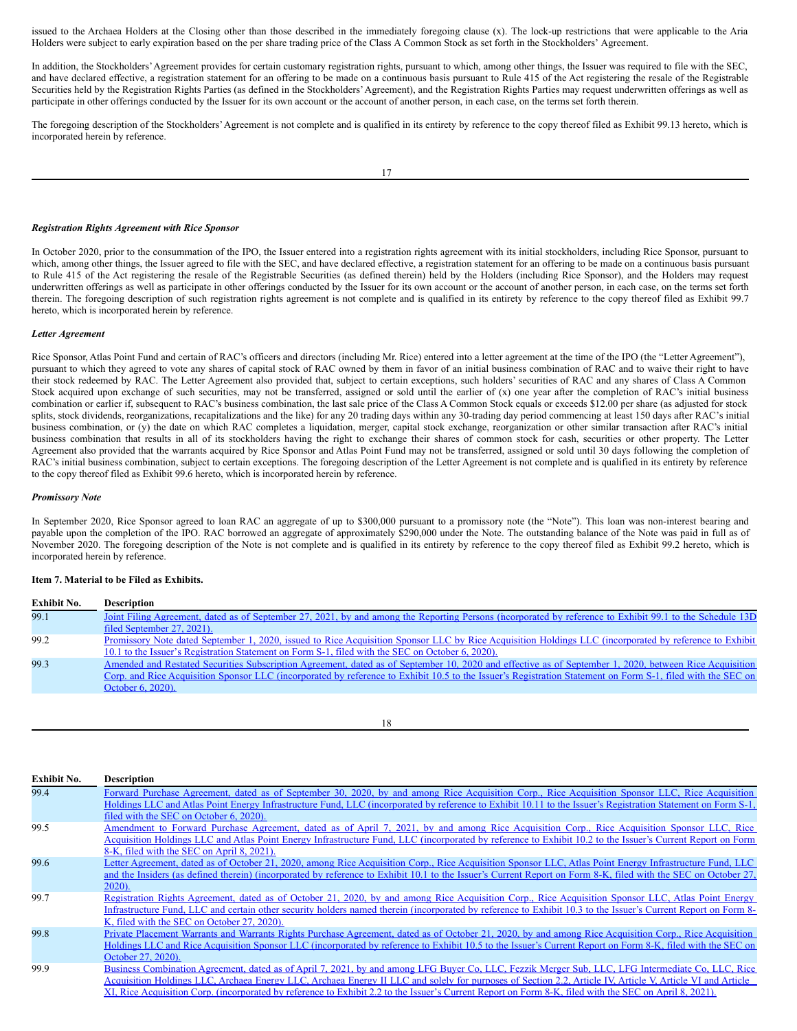issued to the Archaea Holders at the Closing other than those described in the immediately foregoing clause (x). The lock-up restrictions that were applicable to the Aria Holders were subject to early expiration based on the per share trading price of the Class A Common Stock as set forth in the Stockholders' Agreement.

In addition, the Stockholders' Agreement provides for certain customary registration rights, pursuant to which, among other things, the Issuer was required to file with the SEC, and have declared effective, a registration statement for an offering to be made on a continuous basis pursuant to Rule 415 of the Act registering the resale of the Registrable Securities held by the Registration Rights Parties (as defined in the Stockholders' Agreement), and the Registration Rights Parties may request underwritten offerings as well as participate in other offerings conducted by the Issuer for its own account or the account of another person, in each case, on the terms set forth therein.

The foregoing description of the Stockholders' Agreement is not complete and is qualified in its entirety by reference to the copy thereof filed as Exhibit 99.13 hereto, which is incorporated herein by reference.

***Registration Rights Agreement with Rice Sponsor***

In October 2020, prior to the consummation of the IPO, the Issuer entered into a registration rights agreement with its initial stockholders, including Rice Sponsor, pursuant to which, among other things, the Issuer agreed to file with the SEC, and have declared effective, a registration statement for an offering to be made on a continuous basis pursuant to Rule 415 of the Act registering the resale of the Registrable Securities (as defined therein) held by the Holders (including Rice Sponsor), and the Holders may request underwritten offerings as well as participate in other offerings conducted by the Issuer for its own account or the account of another person, in each case, on the terms set forth therein. The foregoing description of such registration rights agreement is not complete and is qualified in its entirety by reference to the copy thereof filed as Exhibit 99.7 hereto, which is incorporated herein by reference.

***Letter Agreement***

Rice Sponsor, Atlas Point Fund and certain of RAC's officers and directors (including Mr. Rice) entered into a letter agreement at the time of the IPO (the "Letter Agreement"), pursuant to which they agreed to vote any shares of capital stock of RAC owned by them in favor of an initial business combination of RAC and to waive their right to have their stock redeemed by RAC. The Letter Agreement also provided that, subject to certain exceptions, such holders' securities of RAC and any shares of Class A Common Stock acquired upon exchange of such securities, may not be transferred, assigned or sold until the earlier of (x) one year after the completion of RAC's initial business combination or earlier if, subsequent to RAC's business combination, the last sale price of the Class A Common Stock equals or exceeds $12.00 per share (as adjusted for stock splits, stock dividends, reorganizations, recapitalizations and the like) for any 20 trading days within any 30-trading day period commencing at least 150 days after RAC's initial business combination, or (y) the date on which RAC completes a liquidation, merger, capital stock exchange, reorganization or other similar transaction after RAC's initial business combination that results in all of its stockholders having the right to exchange their shares of common stock for cash, securities or other property. The Letter Agreement also provided that the warrants acquired by Rice Sponsor and Atlas Point Fund may not be transferred, assigned or sold until 30 days following the completion of RAC's initial business combination, subject to certain exceptions. The foregoing description of the Letter Agreement is not complete and is qualified in its entirety by reference to the copy thereof filed as Exhibit 99.6 hereto, which is incorporated herein by reference.

***Promissory Note***

In September 2020, Rice Sponsor agreed to loan RAC an aggregate of up to $300,000 pursuant to a promissory note (the "Note"). This loan was non-interest bearing and payable upon the completion of the IPO. RAC borrowed an aggregate of approximately $290,000 under the Note. The outstanding balance of the Note was paid in full as of November 2020. The foregoing description of the Note is not complete and is qualified in its entirety by reference to the copy thereof filed as Exhibit 99.2 hereto, which is incorporated herein by reference.

**Item 7. Material to be Filed as Exhibits.**

| Exhibit No. | Description |
|---|---|
| 99.1 | Joint Filing Agreement, dated as of September 27, 2021, by and among the Reporting Persons (incorporated by reference to Exhibit 99.1 to the Schedule 13D filed September 27, 2021). |
| 99.2 | Promissory Note dated September 1, 2020, issued to Rice Acquisition Sponsor LLC by Rice Acquisition Holdings LLC (incorporated by reference to Exhibit 10.1 to the Issuer's Registration Statement on Form S-1, filed with the SEC on October 6, 2020). |
| 99.3 | Amended and Restated Securities Subscription Agreement, dated as of September 10, 2020 and effective as of September 1, 2020, between Rice Acquisition Corp. and Rice Acquisition Sponsor LLC (incorporated by reference to Exhibit 10.5 to the Issuer's Registration Statement on Form S-1, filed with the SEC on October 6, 2020). |
| 99.4 | Forward Purchase Agreement, dated as of September 30, 2020, by and among Rice Acquisition Corp., Rice Acquisition Sponsor LLC, Rice Acquisition Holdings LLC and Atlas Point Energy Infrastructure Fund, LLC (incorporated by reference to Exhibit 10.11 to the Issuer's Registration Statement on Form S-1, filed with the SEC on October 6, 2020). |
| 99.5 | Amendment to Forward Purchase Agreement, dated as of April 7, 2021, by and among Rice Acquisition Corp., Rice Acquisition Sponsor LLC, Rice Acquisition Holdings LLC and Atlas Point Energy Infrastructure Fund, LLC (incorporated by reference to Exhibit 10.2 to the Issuer's Current Report on Form 8-K, filed with the SEC on April 8, 2021). |
| 99.6 | Letter Agreement, dated as of October 21, 2020, among Rice Acquisition Corp., Rice Acquisition Sponsor LLC, Atlas Point Energy Infrastructure Fund, LLC and the Insiders (as defined therein) (incorporated by reference to Exhibit 10.1 to the Issuer's Current Report on Form 8-K, filed with the SEC on October 27, 2020). |
| 99.7 | Registration Rights Agreement, dated as of October 21, 2020, by and among Rice Acquisition Corp., Rice Acquisition Sponsor LLC, Atlas Point Energy Infrastructure Fund, LLC and certain other security holders named therein (incorporated by reference to Exhibit 10.3 to the Issuer's Current Report on Form 8-K, filed with the SEC on October 27, 2020). |
| 99.8 | Private Placement Warrants and Warrants Rights Purchase Agreement, dated as of October 21, 2020, by and among Rice Acquisition Corp., Rice Acquisition Holdings LLC and Rice Acquisition Sponsor LLC (incorporated by reference to Exhibit 10.5 to the Issuer's Current Report on Form 8-K, filed with the SEC on October 27, 2020). |
| 99.9 | Business Combination Agreement, dated as of April 7, 2021, by and among LFG Buyer Co, LLC, Fezzik Merger Sub, LLC, LFG Intermediate Co, LLC, Rice Acquisition Holdings LLC, Archaea Energy LLC, Archaea Energy II LLC and solely for purposes of Section 2.2, Article IV, Article V, Article VI and Article XI, Rice Acquisition Corp. (incorporated by reference to Exhibit 2.2 to the Issuer's Current Report on Form 8-K, filed with the SEC on April 8, 2021). |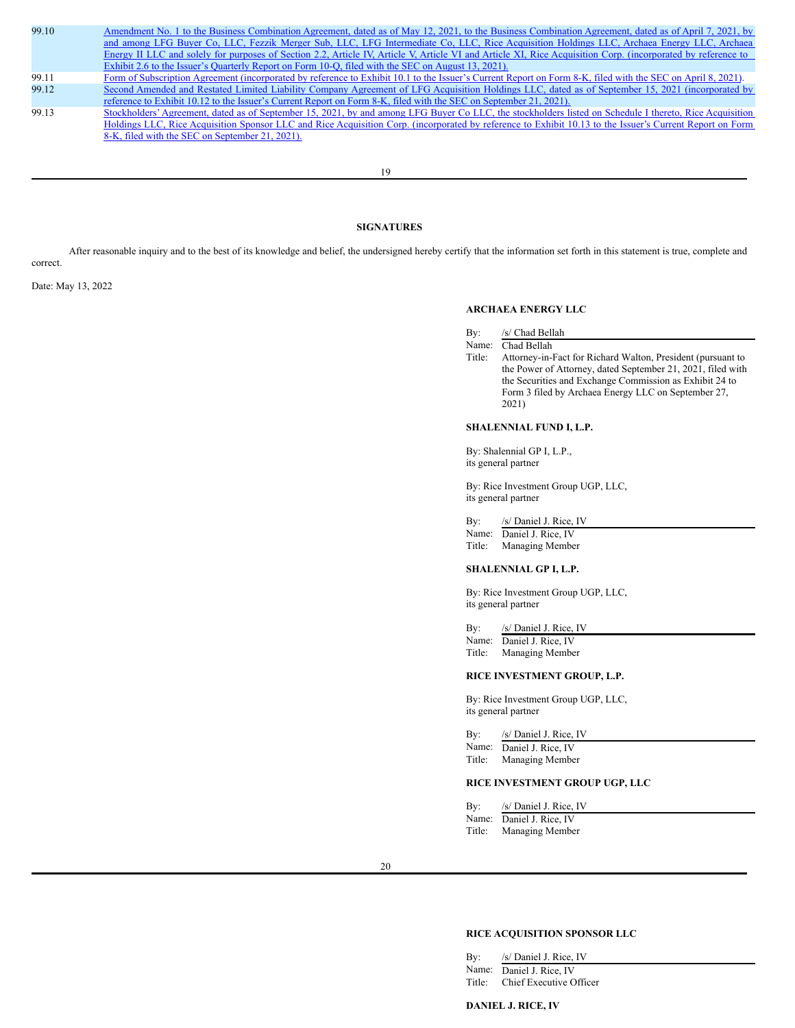| | |
|---|---|
| 99.10 | Amendment No. 1 to the Business Combination Agreement, dated as of May 12, 2021, to the Business Combination Agreement, dated as of April 7, 2021, by and among LFG Buyer Co, LLC, Fezzik Merger Sub, LLC, LFG Intermediate Co, LLC, Rice Acquisition Holdings LLC, Archaea Energy LLC, Archaea Energy II LLC and solely for purposes of Section 2.2, Article IV, Article V, Article VI and Article XI, Rice Acquisition Corp. (incorporated by reference to Exhibit 2.6 to the Issuer's Quarterly Report on Form 10-Q, filed with the SEC on August 13, 2021). |
| 99.11 | Form of Subscription Agreement (incorporated by reference to Exhibit 10.1 to the Issuer's Current Report on Form 8-K, filed with the SEC on April 8, 2021). |
| 99.12 | Second Amended and Restated Limited Liability Company Agreement of LFG Acquisition Holdings LLC, dated as of September 15, 2021 (incorporated by reference to Exhibit 10.12 to the Issuer's Current Report on Form 8-K, filed with the SEC on September 21, 2021). |
| 99.13 | Stockholders' Agreement, dated as of September 15, 2021, by and among LFG Buyer Co LLC, the stockholders listed on Schedule I thereto, Rice Acquisition Holdings LLC, Rice Acquisition Sponsor LLC and Rice Acquisition Corp. (incorporated by reference to Exhibit 10.13 to the Issuer's Current Report on Form 8-K, filed with the SEC on September 21, 2021). |

**SIGNATURES**

After reasonable inquiry and to the best of its knowledge and belief, the undersigned hereby certify that the information set forth in this statement is true, complete and correct.

Date: May 13, 2022

**ARCHAEA ENERGY LLC**

By: /s/ Chad Bellah
Name: Chad Bellah
Title: Attorney-in-Fact for Richard Walton, President (pursuant to the Power of Attorney, dated September 21, 2021, filed with the Securities and Exchange Commission as Exhibit 24 to Form 3 filed by Archaea Energy LLC on September 27, 2021)

**SHALENNIAL FUND I, L.P.**

By: Shalennial GP I, L.P.,
its general partner

By: Rice Investment Group UGP, LLC,
its general partner

By: /s/ Daniel J. Rice, IV
Name: Daniel J. Rice, IV
Title: Managing Member

**SHALENNIAL GP I, L.P.**

By: Rice Investment Group UGP, LLC,
its general partner

By: /s/ Daniel J. Rice, IV
Name: Daniel J. Rice, IV
Title: Managing Member

**RICE INVESTMENT GROUP, L.P.**

By: Rice Investment Group UGP, LLC,
its general partner

By: /s/ Daniel J. Rice, IV
Name: Daniel J. Rice, IV
Title: Managing Member

**RICE INVESTMENT GROUP UGP, LLC**

By: /s/ Daniel J. Rice, IV
Name: Daniel J. Rice, IV
Title: Managing Member

**RICE ACQUISITION SPONSOR LLC**

By: /s/ Daniel J. Rice, IV
Name: Daniel J. Rice, IV
Title: Chief Executive Officer

**DANIEL J. RICE, IV**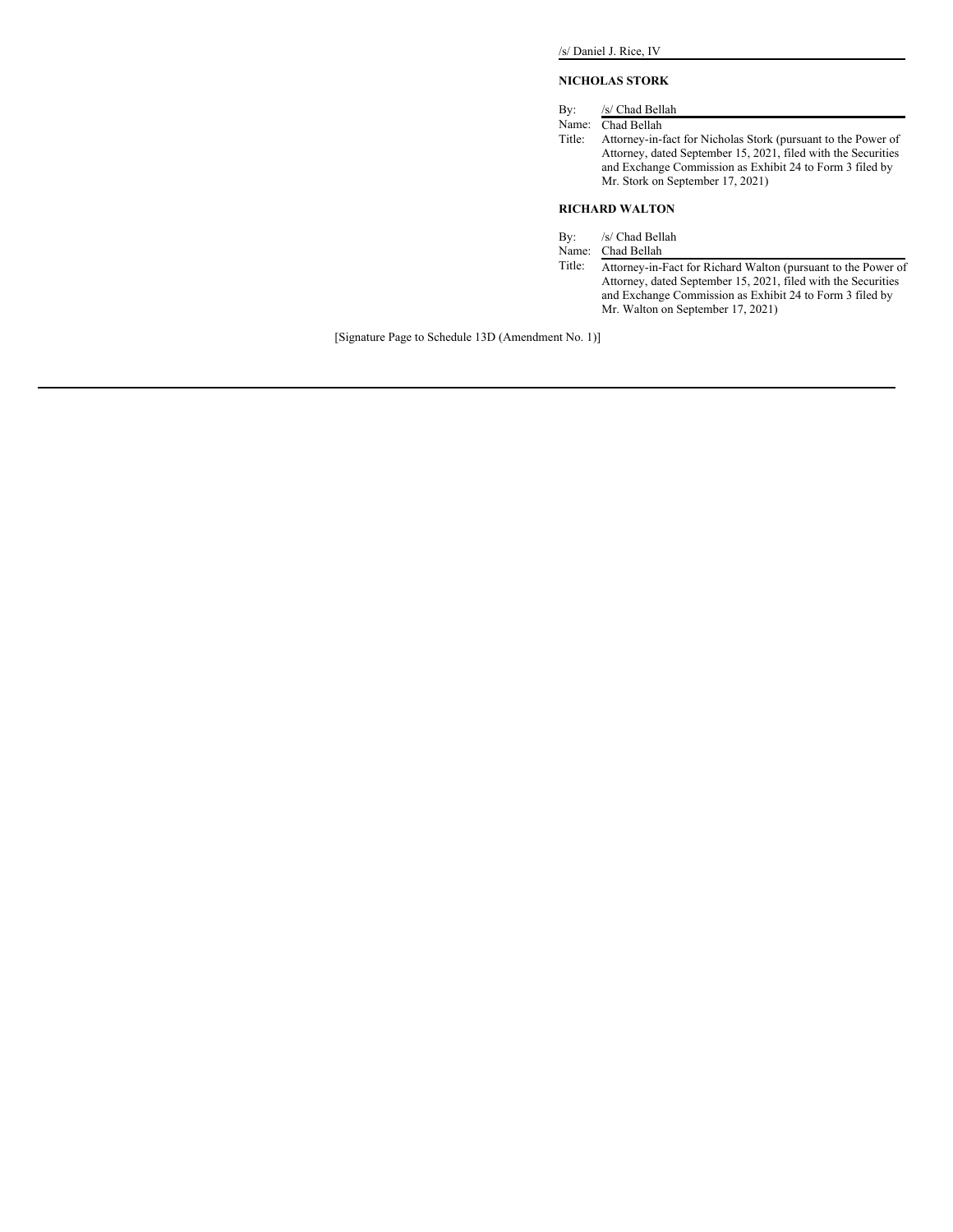/s/ Daniel J. Rice, IV

**NICHOLAS STORK**

By: /s/ Chad Bellah
Name: Chad Bellah
Title: Attorney-in-fact for Nicholas Stork (pursuant to the Power of Attorney, dated September 15, 2021, filed with the Securities and Exchange Commission as Exhibit 24 to Form 3 filed by Mr. Stork on September 17, 2021)

**RICHARD WALTON**

By: /s/ Chad Bellah
Name: Chad Bellah
Title: Attorney-in-Fact for Richard Walton (pursuant to the Power of Attorney, dated September 15, 2021, filed with the Securities and Exchange Commission as Exhibit 24 to Form 3 filed by Mr. Walton on September 17, 2021)

[Signature Page to Schedule 13D (Amendment No. 1)]